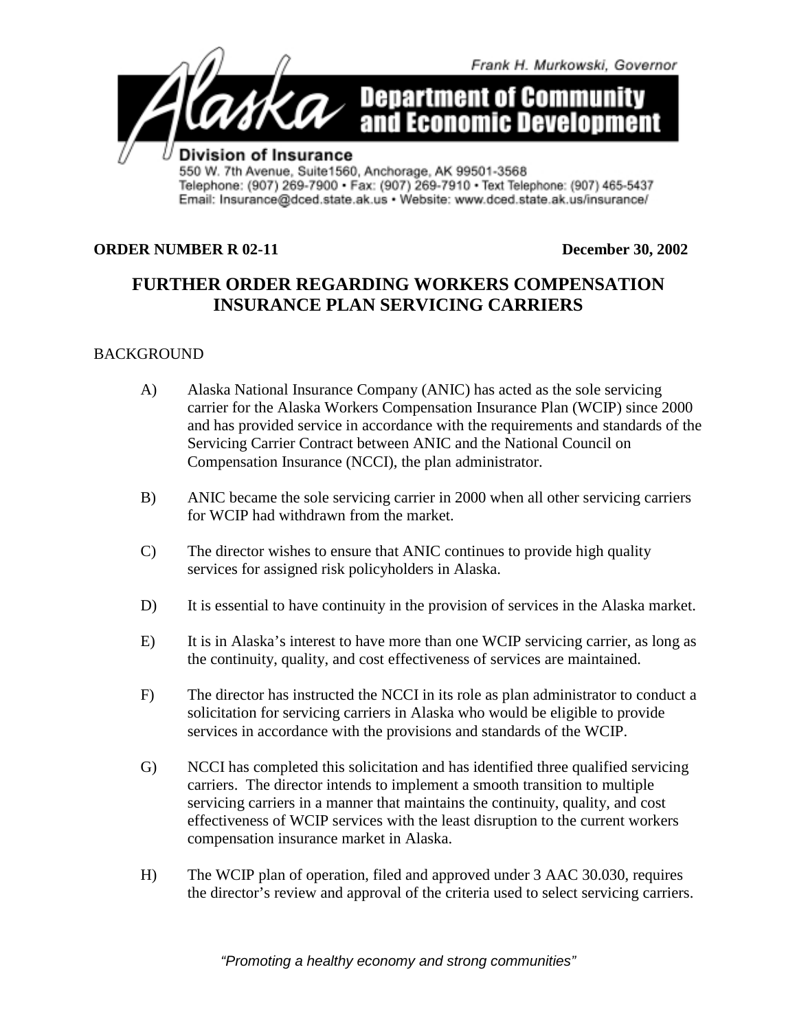Frank H. Murkowski, Governor

**Alaska Department of Community and Economic Development**

**Division of Insurance**
550 W. 7th Avenue, Suite1560, Anchorage, AK 99501-3568
Telephone: (907) 269-7900 • Fax: (907) 269-7910 • Text Telephone: (907) 465-5437
Email: Insurance@dced.state.ak.us • Website: www.dced.state.ak.us/insurance/

**ORDER NUMBER R 02-11** **December 30, 2002**

## FURTHER ORDER REGARDING WORKERS COMPENSATION INSURANCE PLAN SERVICING CARRIERS

BACKGROUND

A) Alaska National Insurance Company (ANIC) has acted as the sole servicing carrier for the Alaska Workers Compensation Insurance Plan (WCIP) since 2000 and has provided service in accordance with the requirements and standards of the Servicing Carrier Contract between ANIC and the National Council on Compensation Insurance (NCCI), the plan administrator.

B) ANIC became the sole servicing carrier in 2000 when all other servicing carriers for WCIP had withdrawn from the market.

C) The director wishes to ensure that ANIC continues to provide high quality services for assigned risk policyholders in Alaska.

D) It is essential to have continuity in the provision of services in the Alaska market.

E) It is in Alaska's interest to have more than one WCIP servicing carrier, as long as the continuity, quality, and cost effectiveness of services are maintained.

F) The director has instructed the NCCI in its role as plan administrator to conduct a solicitation for servicing carriers in Alaska who would be eligible to provide services in accordance with the provisions and standards of the WCIP.

G) NCCI has completed this solicitation and has identified three qualified servicing carriers. The director intends to implement a smooth transition to multiple servicing carriers in a manner that maintains the continuity, quality, and cost effectiveness of WCIP services with the least disruption to the current workers compensation insurance market in Alaska.

H) The WCIP plan of operation, filed and approved under 3 AAC 30.030, requires the director's review and approval of the criteria used to select servicing carriers.

*"Promoting a healthy economy and strong communities"*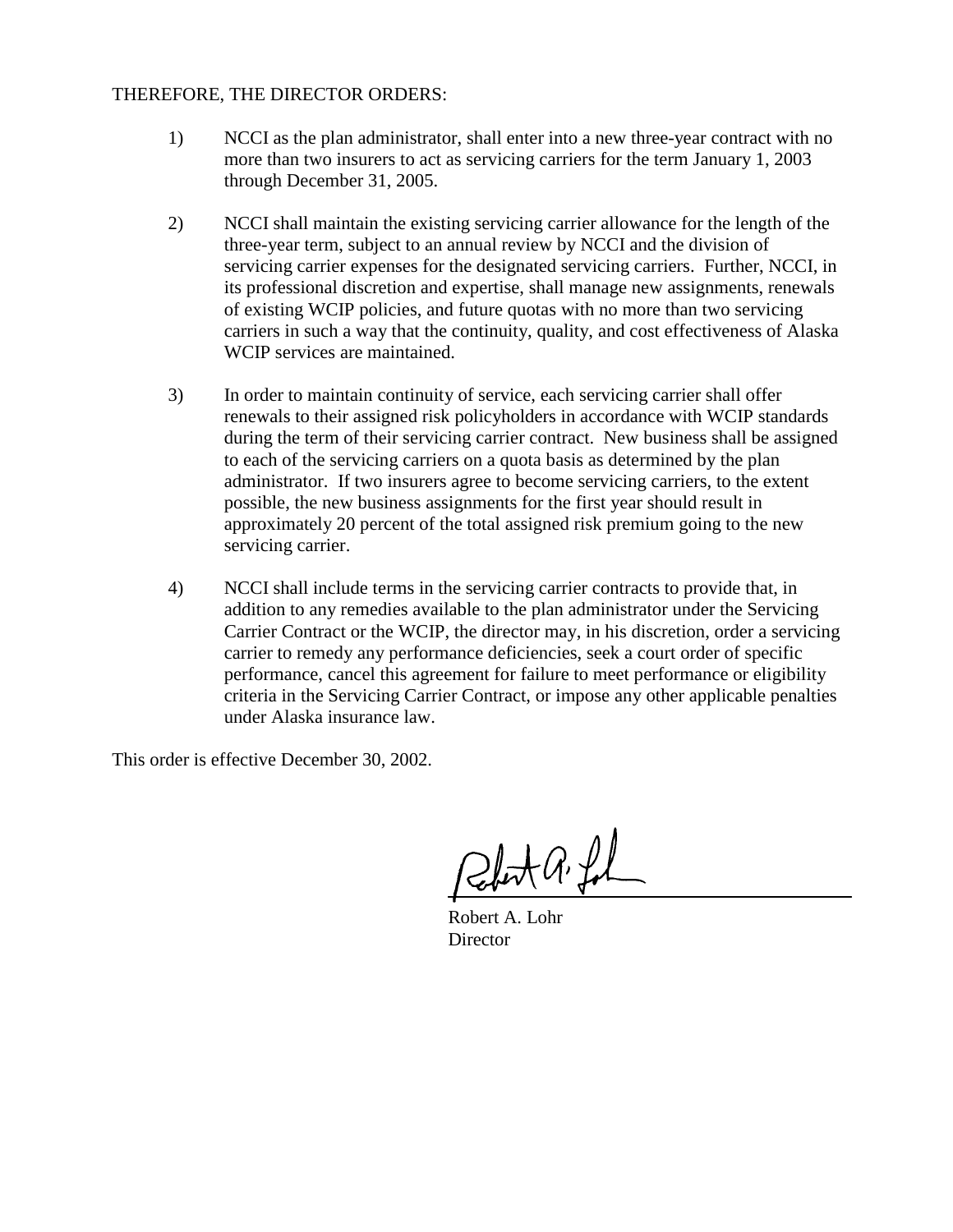THEREFORE, THE DIRECTOR ORDERS:

1) NCCI as the plan administrator, shall enter into a new three-year contract with no more than two insurers to act as servicing carriers for the term January 1, 2003 through December 31, 2005.

2) NCCI shall maintain the existing servicing carrier allowance for the length of the three-year term, subject to an annual review by NCCI and the division of servicing carrier expenses for the designated servicing carriers. Further, NCCI, in its professional discretion and expertise, shall manage new assignments, renewals of existing WCIP policies, and future quotas with no more than two servicing carriers in such a way that the continuity, quality, and cost effectiveness of Alaska WCIP services are maintained.

3) In order to maintain continuity of service, each servicing carrier shall offer renewals to their assigned risk policyholders in accordance with WCIP standards during the term of their servicing carrier contract. New business shall be assigned to each of the servicing carriers on a quota basis as determined by the plan administrator. If two insurers agree to become servicing carriers, to the extent possible, the new business assignments for the first year should result in approximately 20 percent of the total assigned risk premium going to the new servicing carrier.

4) NCCI shall include terms in the servicing carrier contracts to provide that, in addition to any remedies available to the plan administrator under the Servicing Carrier Contract or the WCIP, the director may, in his discretion, order a servicing carrier to remedy any performance deficiencies, seek a court order of specific performance, cancel this agreement for failure to meet performance or eligibility criteria in the Servicing Carrier Contract, or impose any other applicable penalties under Alaska insurance law.

This order is effective December 30, 2002.

Robert A. Lohr
Director